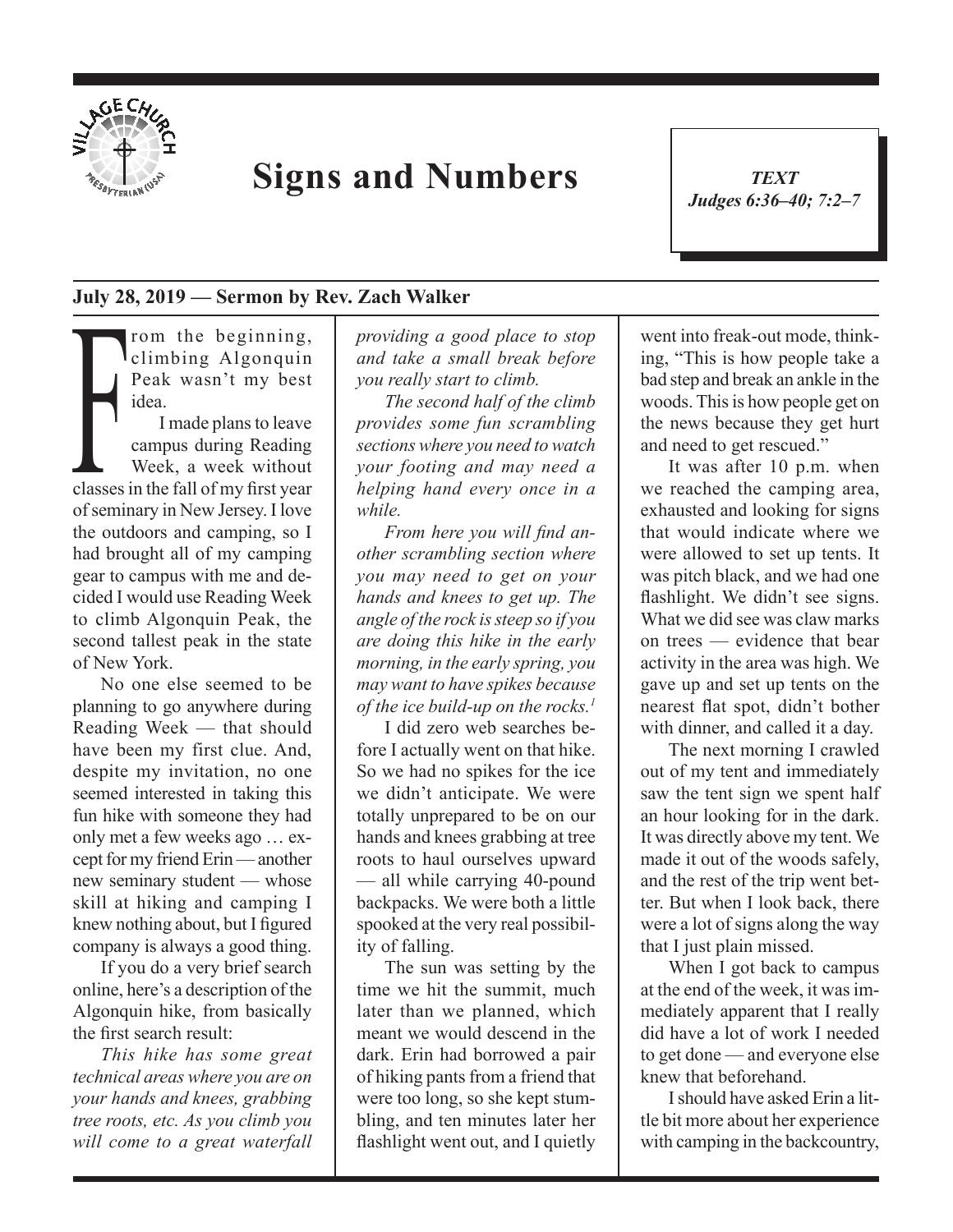# Signs and Numbers

***TEXT***
***Judges 6:36–40; 7:2–7***

**July 28, 2019 — Sermon by Rev. Zach Walker**

From the beginning, climbing Algonquin Peak wasn't my best idea.

I made plans to leave campus during Reading Week, a week without classes in the fall of my first year of seminary in New Jersey. I love the outdoors and camping, so I had brought all of my camping gear to campus with me and decided I would use Reading Week to climb Algonquin Peak, the second tallest peak in the state of New York.

No one else seemed to be planning to go anywhere during Reading Week — that should have been my first clue. And, despite my invitation, no one seemed interested in taking this fun hike with someone they had only met a few weeks ago … except for my friend Erin — another new seminary student — whose skill at hiking and camping I knew nothing about, but I figured company is always a good thing.

If you do a very brief search online, here's a description of the Algonquin hike, from basically the first search result:

*This hike has some great technical areas where you are on your hands and knees, grabbing tree roots, etc. As you climb you will come to a great waterfall providing a good place to stop and take a small break before you really start to climb.*

*The second half of the climb provides some fun scrambling sections where you need to watch your footing and may need a helping hand every once in a while.*

*From here you will find another scrambling section where you may need to get on your hands and knees to get up. The angle of the rock is steep so if you are doing this hike in the early morning, in the early spring, you may want to have spikes because of the ice build-up on the rocks.*[1]

I did zero web searches before I actually went on that hike. So we had no spikes for the ice we didn't anticipate. We were totally unprepared to be on our hands and knees grabbing at tree roots to haul ourselves upward — all while carrying 40-pound backpacks. We were both a little spooked at the very real possibility of falling.

The sun was setting by the time we hit the summit, much later than we planned, which meant we would descend in the dark. Erin had borrowed a pair of hiking pants from a friend that were too long, so she kept stumbling, and ten minutes later her flashlight went out, and I quietly went into freak-out mode, thinking, "This is how people take a bad step and break an ankle in the woods. This is how people get on the news because they get hurt and need to get rescued."

It was after 10 p.m. when we reached the camping area, exhausted and looking for signs that would indicate where we were allowed to set up tents. It was pitch black, and we had one flashlight. We didn't see signs. What we did see was claw marks on trees — evidence that bear activity in the area was high. We gave up and set up tents on the nearest flat spot, didn't bother with dinner, and called it a day.

The next morning I crawled out of my tent and immediately saw the tent sign we spent half an hour looking for in the dark. It was directly above my tent. We made it out of the woods safely, and the rest of the trip went better. But when I look back, there were a lot of signs along the way that I just plain missed.

When I got back to campus at the end of the week, it was immediately apparent that I really did have a lot of work I needed to get done — and everyone else knew that beforehand.

I should have asked Erin a little bit more about her experience with camping in the backcountry,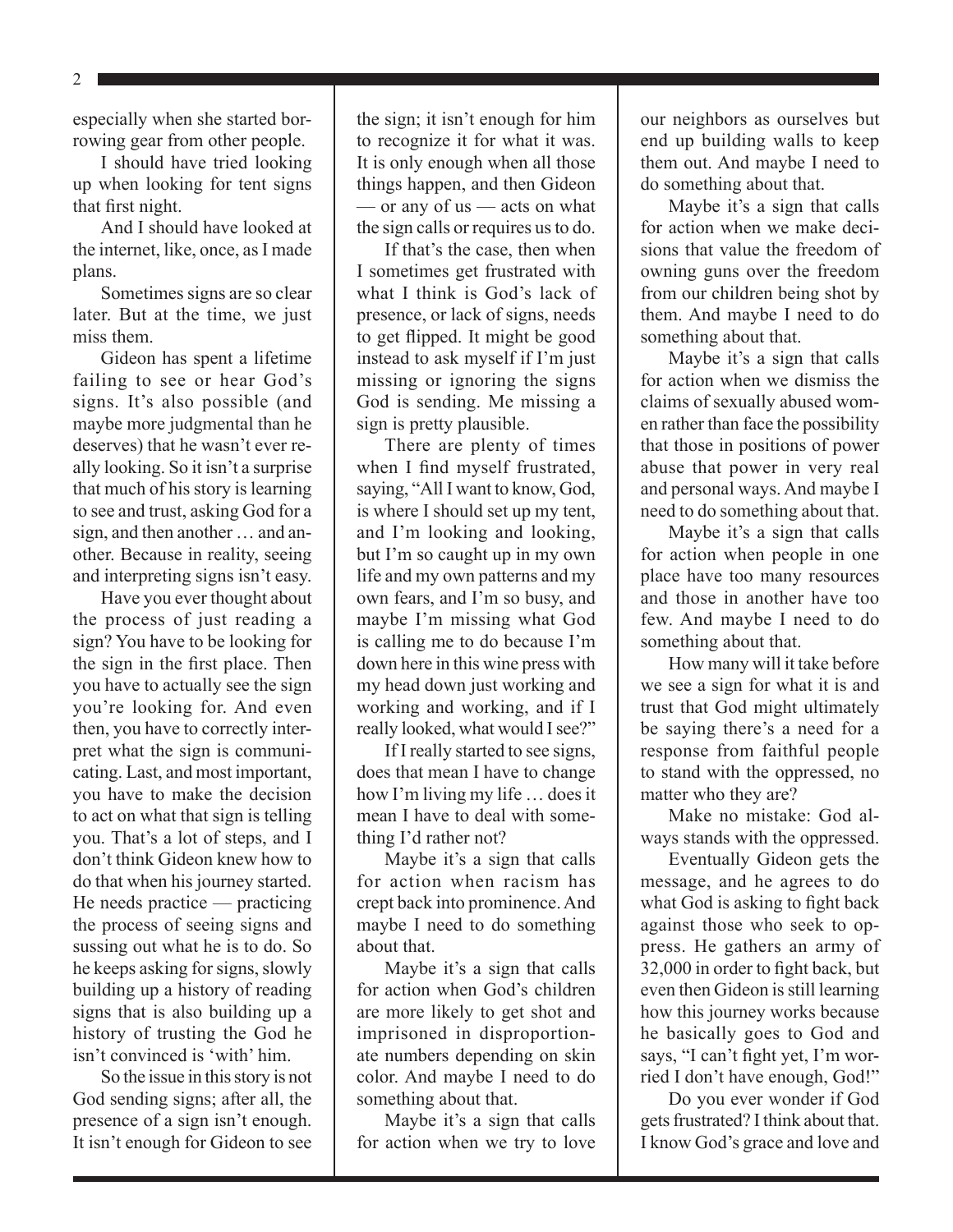especially when she started borrowing gear from other people.

I should have tried looking up when looking for tent signs that first night.

And I should have looked at the internet, like, once, as I made plans.

Sometimes signs are so clear later. But at the time, we just miss them.

Gideon has spent a lifetime failing to see or hear God's signs. It's also possible (and maybe more judgmental than he deserves) that he wasn't ever really looking. So it isn't a surprise that much of his story is learning to see and trust, asking God for a sign, and then another … and another. Because in reality, seeing and interpreting signs isn't easy.

Have you ever thought about the process of just reading a sign? You have to be looking for the sign in the first place. Then you have to actually see the sign you're looking for. And even then, you have to correctly interpret what the sign is communicating. Last, and most important, you have to make the decision to act on what that sign is telling you. That's a lot of steps, and I don't think Gideon knew how to do that when his journey started. He needs practice — practicing the process of seeing signs and sussing out what he is to do. So he keeps asking for signs, slowly building up a history of reading signs that is also building up a history of trusting the God he isn't convinced is 'with' him.

So the issue in this story is not God sending signs; after all, the presence of a sign isn't enough. It isn't enough for Gideon to see the sign; it isn't enough for him to recognize it for what it was. It is only enough when all those things happen, and then Gideon — or any of us — acts on what the sign calls or requires us to do.

If that's the case, then when I sometimes get frustrated with what I think is God's lack of presence, or lack of signs, needs to get flipped. It might be good instead to ask myself if I'm just missing or ignoring the signs God is sending. Me missing a sign is pretty plausible.

There are plenty of times when I find myself frustrated, saying, "All I want to know, God, is where I should set up my tent, and I'm looking and looking, but I'm so caught up in my own life and my own patterns and my own fears, and I'm so busy, and maybe I'm missing what God is calling me to do because I'm down here in this wine press with my head down just working and working and working, and if I really looked, what would I see?"

If I really started to see signs, does that mean I have to change how I'm living my life … does it mean I have to deal with something I'd rather not?

Maybe it's a sign that calls for action when racism has crept back into prominence. And maybe I need to do something about that.

Maybe it's a sign that calls for action when God's children are more likely to get shot and imprisoned in disproportionate numbers depending on skin color. And maybe I need to do something about that.

Maybe it's a sign that calls for action when we try to love our neighbors as ourselves but end up building walls to keep them out. And maybe I need to do something about that.

Maybe it's a sign that calls for action when we make decisions that value the freedom of owning guns over the freedom from our children being shot by them. And maybe I need to do something about that.

Maybe it's a sign that calls for action when we dismiss the claims of sexually abused women rather than face the possibility that those in positions of power abuse that power in very real and personal ways. And maybe I need to do something about that.

Maybe it's a sign that calls for action when people in one place have too many resources and those in another have too few. And maybe I need to do something about that.

How many will it take before we see a sign for what it is and trust that God might ultimately be saying there's a need for a response from faithful people to stand with the oppressed, no matter who they are?

Make no mistake: God always stands with the oppressed.

Eventually Gideon gets the message, and he agrees to do what God is asking to fight back against those who seek to oppress. He gathers an army of 32,000 in order to fight back, but even then Gideon is still learning how this journey works because he basically goes to God and says, "I can't fight yet, I'm worried I don't have enough, God!"

Do you ever wonder if God gets frustrated? I think about that. I know God's grace and love and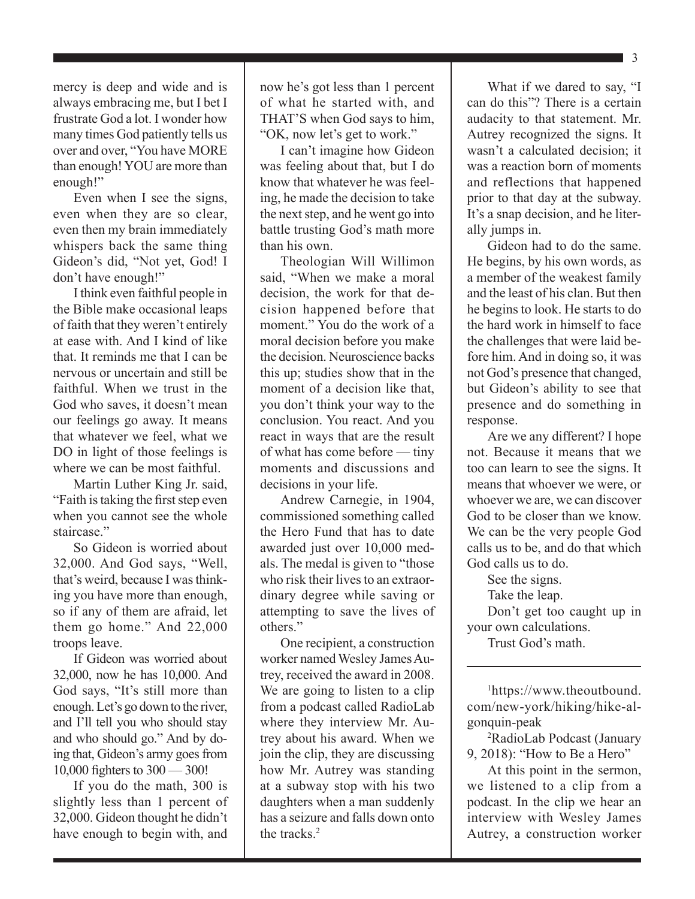mercy is deep and wide and is always embracing me, but I bet I frustrate God a lot. I wonder how many times God patiently tells us over and over, "You have MORE than enough! YOU are more than enough!"

Even when I see the signs, even when they are so clear, even then my brain immediately whispers back the same thing Gideon's did, "Not yet, God! I don't have enough!"

I think even faithful people in the Bible make occasional leaps of faith that they weren't entirely at ease with. And I kind of like that. It reminds me that I can be nervous or uncertain and still be faithful. When we trust in the God who saves, it doesn't mean our feelings go away. It means that whatever we feel, what we DO in light of those feelings is where we can be most faithful.

Martin Luther King Jr. said, "Faith is taking the first step even when you cannot see the whole staircase."

So Gideon is worried about 32,000. And God says, "Well, that's weird, because I was thinking you have more than enough, so if any of them are afraid, let them go home." And 22,000 troops leave.

If Gideon was worried about 32,000, now he has 10,000. And God says, "It's still more than enough. Let's go down to the river, and I'll tell you who should stay and who should go." And by doing that, Gideon's army goes from 10,000 fighters to 300 — 300!

If you do the math, 300 is slightly less than 1 percent of 32,000. Gideon thought he didn't have enough to begin with, and now he's got less than 1 percent of what he started with, and THAT'S when God says to him, "OK, now let's get to work."

I can't imagine how Gideon was feeling about that, but I do know that whatever he was feeling, he made the decision to take the next step, and he went go into battle trusting God's math more than his own.

Theologian Will Willimon said, "When we make a moral decision, the work for that decision happened before that moment." You do the work of a moral decision before you make the decision. Neuroscience backs this up; studies show that in the moment of a decision like that, you don't think your way to the conclusion. You react. And you react in ways that are the result of what has come before — tiny moments and discussions and decisions in your life.

Andrew Carnegie, in 1904, commissioned something called the Hero Fund that has to date awarded just over 10,000 medals. The medal is given to "those who risk their lives to an extraordinary degree while saving or attempting to save the lives of others."

One recipient, a construction worker named Wesley James Autrey, received the award in 2008. We are going to listen to a clip from a podcast called RadioLab where they interview Mr. Autrey about his award. When we join the clip, they are discussing how Mr. Autrey was standing at a subway stop with his two daughters when a man suddenly has a seizure and falls down onto the tracks.[2]

What if we dared to say, "I can do this"? There is a certain audacity to that statement. Mr. Autrey recognized the signs. It wasn't a calculated decision; it was a reaction born of moments and reflections that happened prior to that day at the subway. It's a snap decision, and he literally jumps in.

Gideon had to do the same. He begins, by his own words, as a member of the weakest family and the least of his clan. But then he begins to look. He starts to do the hard work in himself to face the challenges that were laid before him. And in doing so, it was not God's presence that changed, but Gideon's ability to see that presence and do something in response.

Are we any different? I hope not. Because it means that we too can learn to see the signs. It means that whoever we were, or whoever we are, we can discover God to be closer than we know. We can be the very people God calls us to be, and do that which God calls us to do.

See the signs.

Take the leap.

Don't get too caught up in your own calculations.

Trust God's math.

---

[1]https://www.theoutbound.com/new-york/hiking/hike-algonquin-peak

[2]RadioLab Podcast (January 9, 2018): "How to Be a Hero"

At this point in the sermon, we listened to a clip from a podcast. In the clip we hear an interview with Wesley James Autrey, a construction worker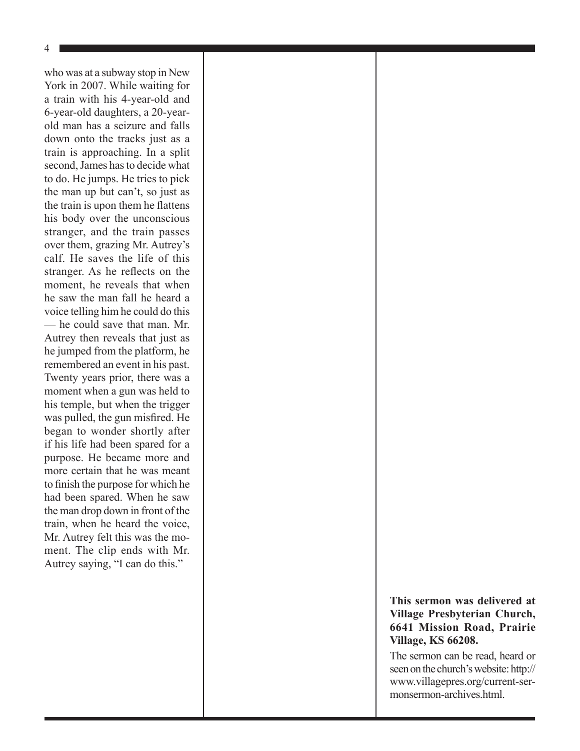who was at a subway stop in New York in 2007. While waiting for a train with his 4-year-old and 6-year-old daughters, a 20-year-old man has a seizure and falls down onto the tracks just as a train is approaching. In a split second, James has to decide what to do. He jumps. He tries to pick the man up but can't, so just as the train is upon them he flattens his body over the unconscious stranger, and the train passes over them, grazing Mr. Autrey's calf. He saves the life of this stranger. As he reflects on the moment, he reveals that when he saw the man fall he heard a voice telling him he could do this — he could save that man. Mr. Autrey then reveals that just as he jumped from the platform, he remembered an event in his past. Twenty years prior, there was a moment when a gun was held to his temple, but when the trigger was pulled, the gun misfired. He began to wonder shortly after if his life had been spared for a purpose. He became more and more certain that he was meant to finish the purpose for which he had been spared. When he saw the man drop down in front of the train, when he heard the voice, Mr. Autrey felt this was the moment. The clip ends with Mr. Autrey saying, "I can do this."

**This sermon was delivered at Village Presbyterian Church, 6641 Mission Road, Prairie Village, KS 66208.**

The sermon can be read, heard or seen on the church's website: http://www.villagepres.org/current-sermonsermon-archives.html.